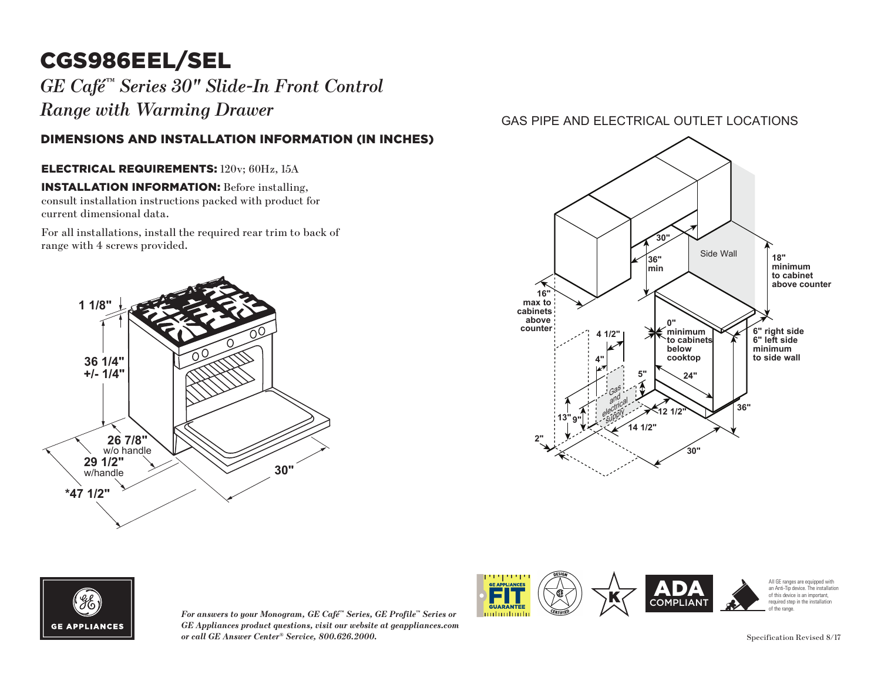# CGS986EEL/SEL

*GE Café™ Series 30" Slide-In Front Control Range with Warming Drawer*

## DIMENSIONS AND INSTALLATION INFORMATION (IN INCHES)

**ELECTRICAL REQUIREMENTS:** 120v; 60Hz, 15A

**INSTALLATION INFORMATION:** Before installing, consult installation instructions packed with product for current dimensional data.

For all installations, install the required rear trim to back of range with 4 screws provided.

1 1/8"

36 1/4" +/- 1/4"

26 7/8" w/o handle

29 1/2" w/handle

*47 1/2"

30"

### GAS PIPE AND ELECTRICAL OUTLET LOCATIONS

30"

36" min

Side Wall

18" minimum to cabinet above counter

16" max to cabinets above counter

0" minimum to cabinets below cooktop

6" right side 6" left side minimum to side wall

4 1/2"

4"

5"

24"

Gas and electrical supply

12 1/2"

36"

13"

9"

14 1/2"

2"

30"

*For answers to your Monogram, GE Café™ Series, GE Profile™ Series or GE Appliances product questions, visit our website at geappliances.com or call GE Answer Center® Service, 800.626.2000.*

GE APPLIANCES FIT GUARANTEE

ADA COMPLIANT

All GE ranges are equipped with an Anti-Tip device. The installation of this device is an important, required step in the installation of the range.

Specification Revised 8/17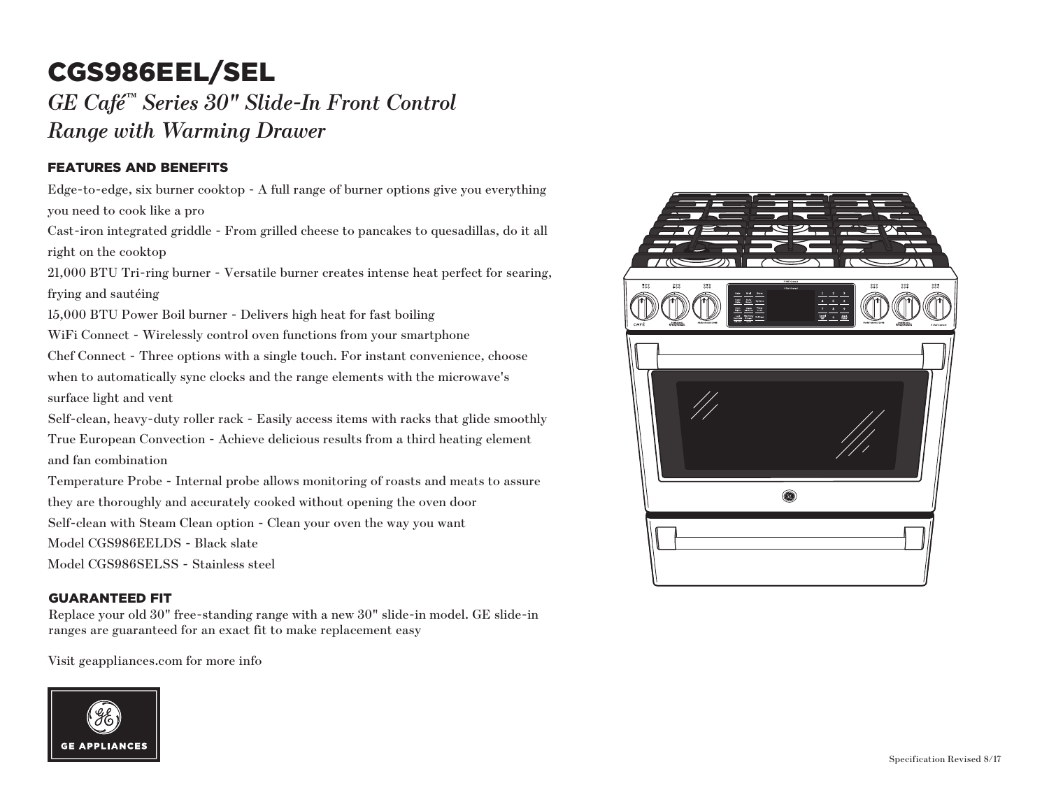# CGS986EEL/SEL

*GE Café™ Series 30" Slide-In Front Control Range with Warming Drawer*

## FEATURES AND BENEFITS

Edge-to-edge, six burner cooktop - A full range of burner options give you everything you need to cook like a pro

Cast-iron integrated griddle - From grilled cheese to pancakes to quesadillas, do it all right on the cooktop

21,000 BTU Tri-ring burner - Versatile burner creates intense heat perfect for searing, frying and sautéing

15,000 BTU Power Boil burner - Delivers high heat for fast boiling

WiFi Connect - Wirelessly control oven functions from your smartphone

Chef Connect - Three options with a single touch. For instant convenience, choose when to automatically sync clocks and the range elements with the microwave's surface light and vent

Self-clean, heavy-duty roller rack - Easily access items with racks that glide smoothly

True European Convection - Achieve delicious results from a third heating element and fan combination

Temperature Probe - Internal probe allows monitoring of roasts and meats to assure they are thoroughly and accurately cooked without opening the oven door

Self-clean with Steam Clean option - Clean your oven the way you want

Model CGS986EELDS - Black slate

Model CGS986SELSS - Stainless steel

## GUARANTEED FIT

Replace your old 30" free-standing range with a new 30" slide-in model. GE slide-in ranges are guaranteed for an exact fit to make replacement easy

Visit geappliances.com for more info

GE APPLIANCES

Specification Revised 8/17